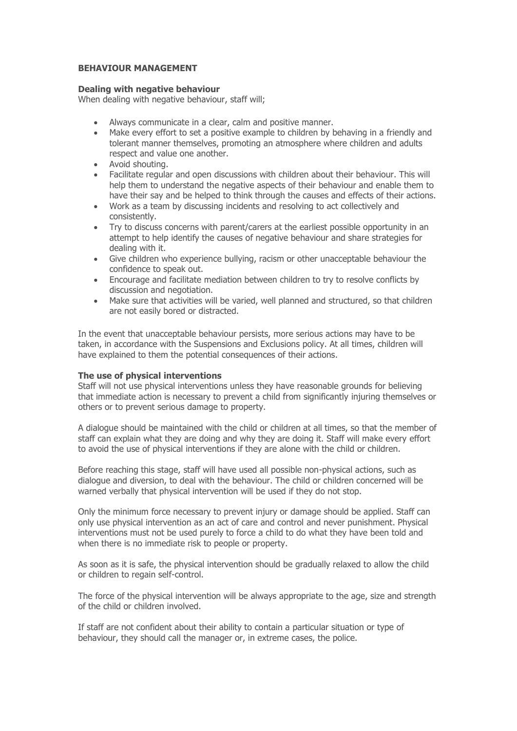**BEHAVIOUR MANAGEMENT**

**Dealing with negative behaviour**

When dealing with negative behaviour, staff will;

- Always communicate in a clear, calm and positive manner.
- Make every effort to set a positive example to children by behaving in a friendly and tolerant manner themselves, promoting an atmosphere where children and adults respect and value one another.
- Avoid shouting.
- Facilitate regular and open discussions with children about their behaviour. This will help them to understand the negative aspects of their behaviour and enable them to have their say and be helped to think through the causes and effects of their actions.
- Work as a team by discussing incidents and resolving to act collectively and consistently.
- Try to discuss concerns with parent/carers at the earliest possible opportunity in an attempt to help identify the causes of negative behaviour and share strategies for dealing with it.
- Give children who experience bullying, racism or other unacceptable behaviour the confidence to speak out.
- Encourage and facilitate mediation between children to try to resolve conflicts by discussion and negotiation.
- Make sure that activities will be varied, well planned and structured, so that children are not easily bored or distracted.

In the event that unacceptable behaviour persists, more serious actions may have to be taken, in accordance with the Suspensions and Exclusions policy. At all times, children will have explained to them the potential consequences of their actions.

**The use of physical interventions**

Staff will not use physical interventions unless they have reasonable grounds for believing that immediate action is necessary to prevent a child from significantly injuring themselves or others or to prevent serious damage to property.

A dialogue should be maintained with the child or children at all times, so that the member of staff can explain what they are doing and why they are doing it. Staff will make every effort to avoid the use of physical interventions if they are alone with the child or children.

Before reaching this stage, staff will have used all possible non-physical actions, such as dialogue and diversion, to deal with the behaviour. The child or children concerned will be warned verbally that physical intervention will be used if they do not stop.

Only the minimum force necessary to prevent injury or damage should be applied. Staff can only use physical intervention as an act of care and control and never punishment. Physical interventions must not be used purely to force a child to do what they have been told and when there is no immediate risk to people or property.

As soon as it is safe, the physical intervention should be gradually relaxed to allow the child or children to regain self-control.

The force of the physical intervention will be always appropriate to the age, size and strength of the child or children involved.

If staff are not confident about their ability to contain a particular situation or type of behaviour, they should call the manager or, in extreme cases, the police.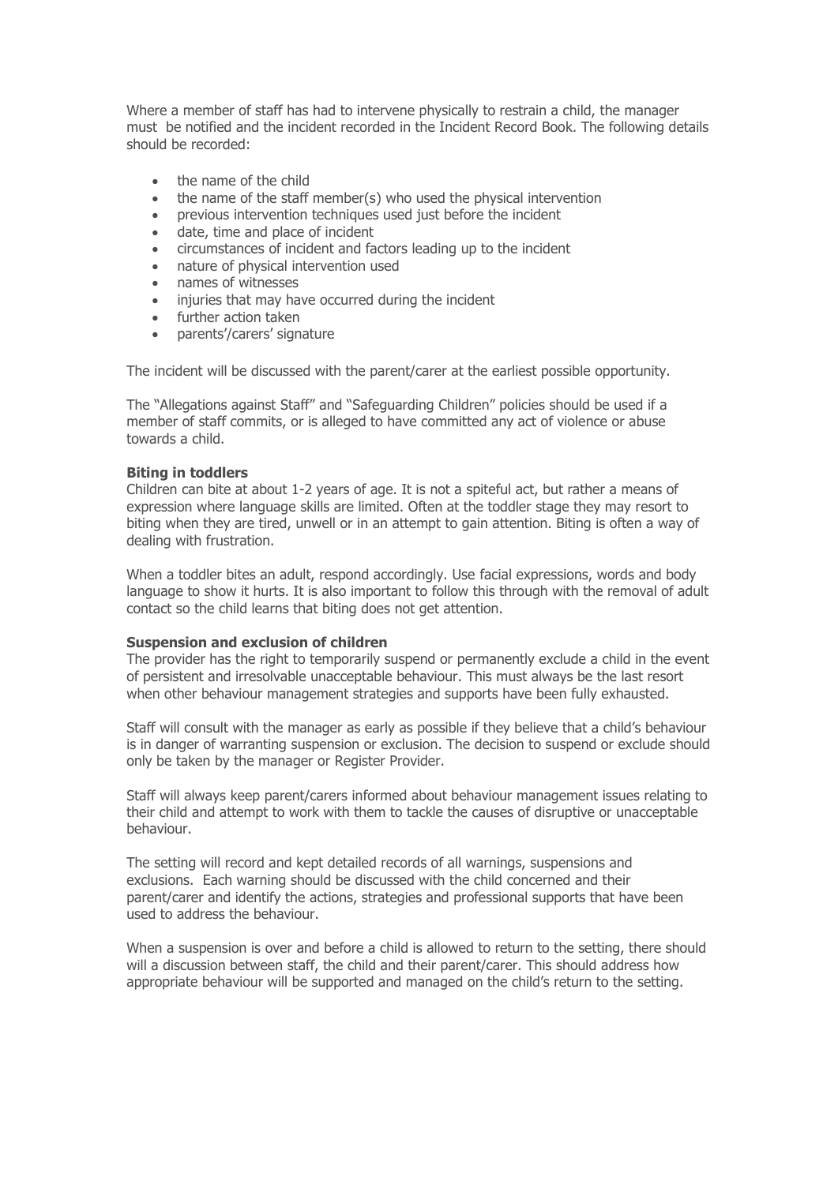Where a member of staff has had to intervene physically to restrain a child, the manager must be notified and the incident recorded in the Incident Record Book. The following details should be recorded:

- the name of the child
- the name of the staff member(s) who used the physical intervention
- previous intervention techniques used just before the incident
- date, time and place of incident
- circumstances of incident and factors leading up to the incident
- nature of physical intervention used
- names of witnesses
- injuries that may have occurred during the incident
- further action taken
- parents'/carers' signature

The incident will be discussed with the parent/carer at the earliest possible opportunity.

The "Allegations against Staff" and "Safeguarding Children" policies should be used if a member of staff commits, or is alleged to have committed any act of violence or abuse towards a child.

**Biting in toddlers**

Children can bite at about 1-2 years of age. It is not a spiteful act, but rather a means of expression where language skills are limited. Often at the toddler stage they may resort to biting when they are tired, unwell or in an attempt to gain attention. Biting is often a way of dealing with frustration.

When a toddler bites an adult, respond accordingly. Use facial expressions, words and body language to show it hurts. It is also important to follow this through with the removal of adult contact so the child learns that biting does not get attention.

**Suspension and exclusion of children**

The provider has the right to temporarily suspend or permanently exclude a child in the event of persistent and irresolvable unacceptable behaviour. This must always be the last resort when other behaviour management strategies and supports have been fully exhausted.

Staff will consult with the manager as early as possible if they believe that a child's behaviour is in danger of warranting suspension or exclusion. The decision to suspend or exclude should only be taken by the manager or Register Provider.

Staff will always keep parent/carers informed about behaviour management issues relating to their child and attempt to work with them to tackle the causes of disruptive or unacceptable behaviour.

The setting will record and kept detailed records of all warnings, suspensions and exclusions. Each warning should be discussed with the child concerned and their parent/carer and identify the actions, strategies and professional supports that have been used to address the behaviour.

When a suspension is over and before a child is allowed to return to the setting, there should will a discussion between staff, the child and their parent/carer. This should address how appropriate behaviour will be supported and managed on the child's return to the setting.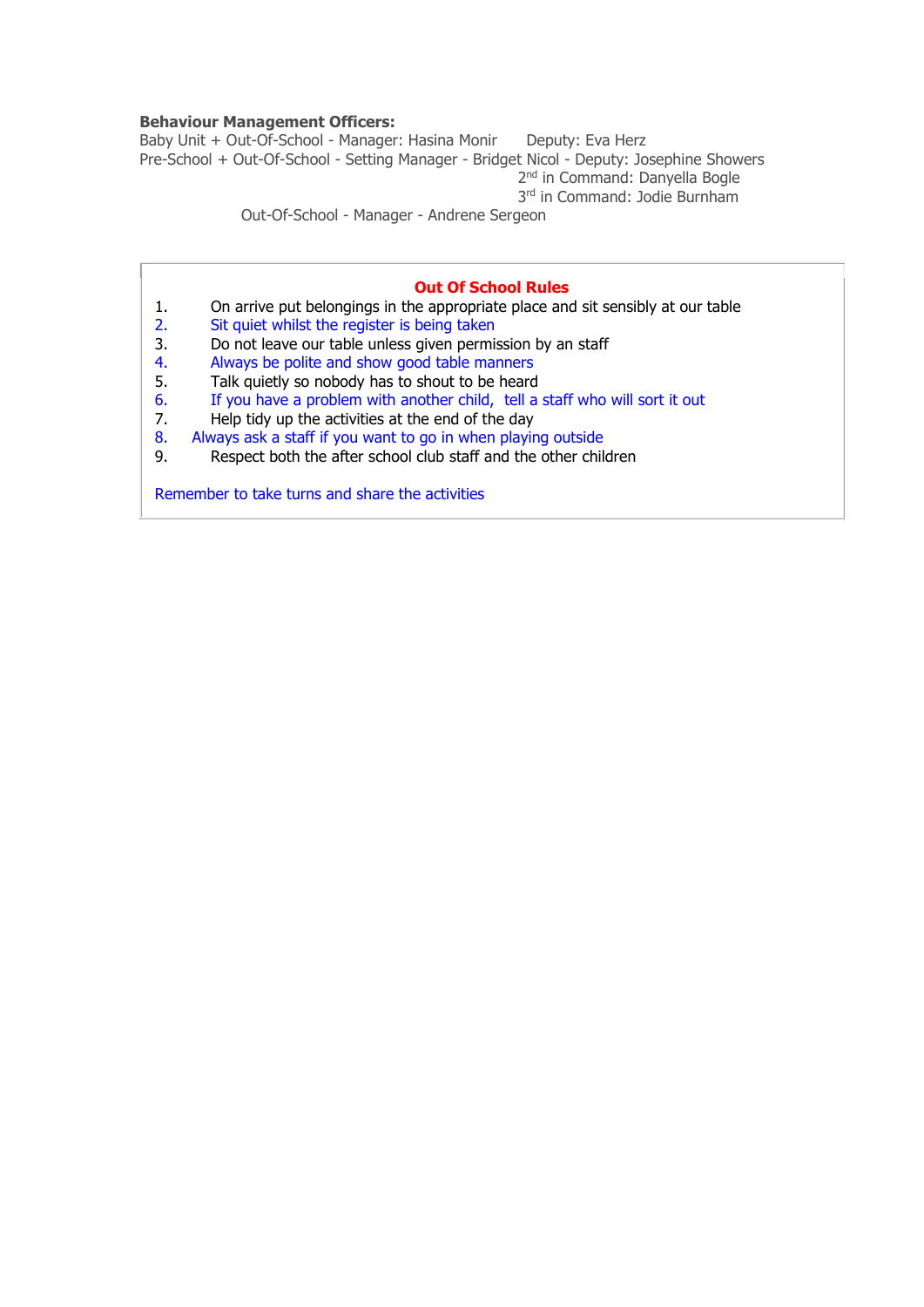**Behaviour Management Officers:**

Baby Unit + Out-Of-School - Manager: Hasina Monir    Deputy: Eva Herz

Pre-School + Out-Of-School - Setting Manager - Bridget Nicol - Deputy: Josephine Showers

2nd in Command: Danyella Bogle

3rd in Command: Jodie Burnham

Out-Of-School - Manager - Andrene Sergeon

## Out Of School Rules

1. On arrive put belongings in the appropriate place and sit sensibly at our table
2. Sit quiet whilst the register is being taken
3. Do not leave our table unless given permission by an staff
4. Always be polite and show good table manners
5. Talk quietly so nobody has to shout to be heard
6. If you have a problem with another child, tell a staff who will sort it out
7. Help tidy up the activities at the end of the day
8. Always ask a staff if you want to go in when playing outside
9. Respect both the after school club staff and the other children

Remember to take turns and share the activities